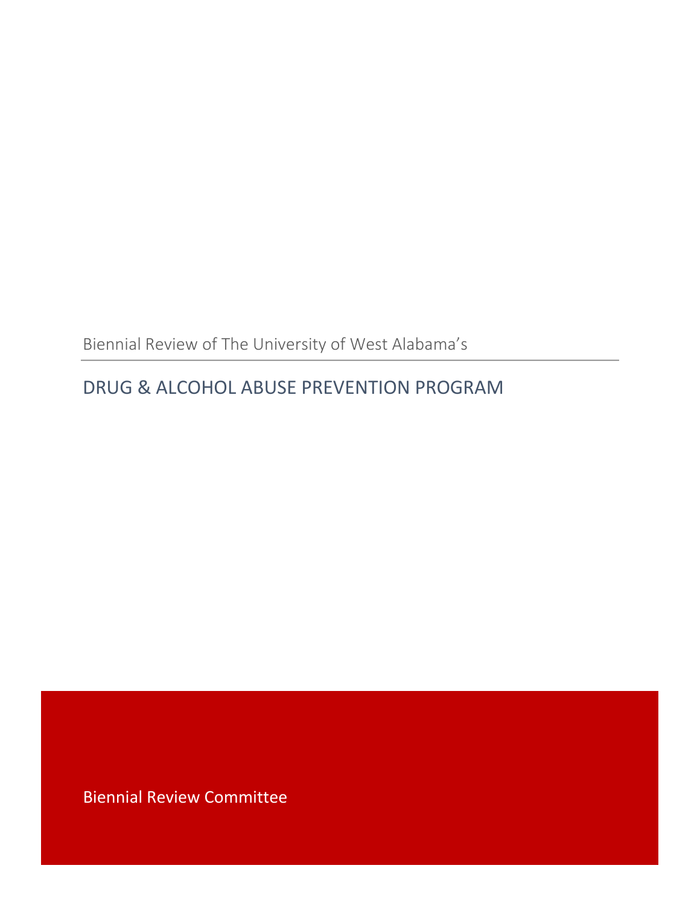Biennial Review of The University of West Alabama's

# DRUG & ALCOHOL ABUSE PREVENTION PROGRAM

Biennial Review Committee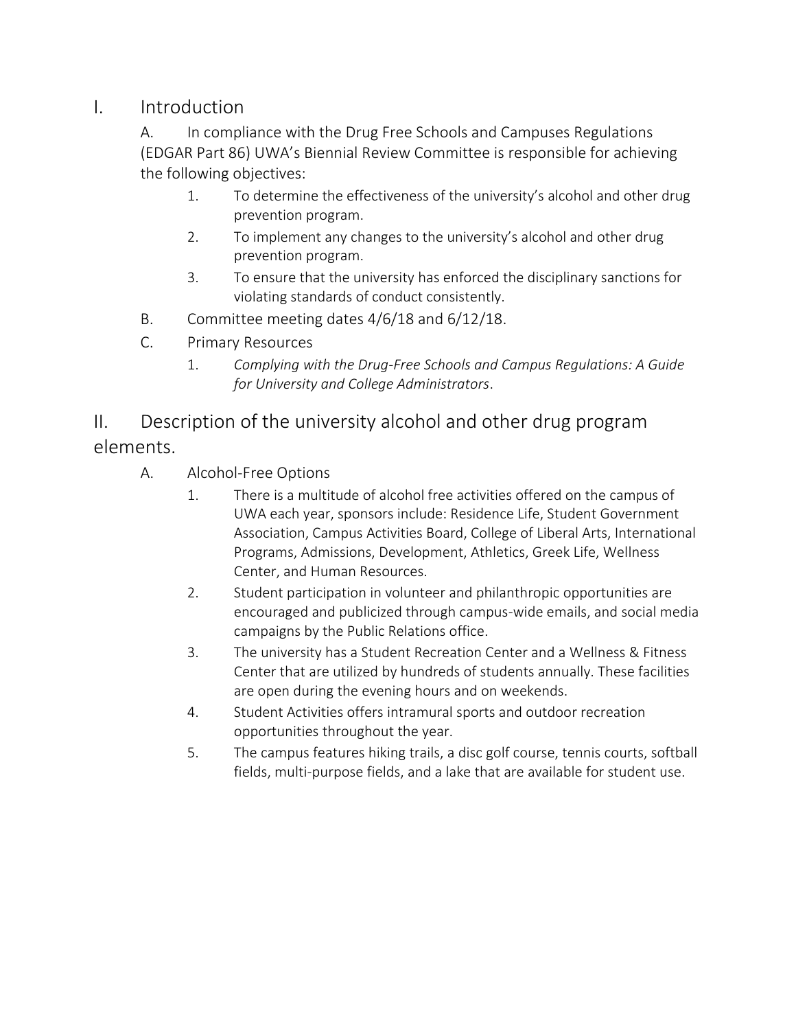# I. Introduction

A. In compliance with the Drug Free Schools and Campuses Regulations (EDGAR Part 86) UWA's Biennial Review Committee is responsible for achieving the following objectives:

1. To determine the effectiveness of the university's alcohol and other drug prevention program.
2. To implement any changes to the university's alcohol and other drug prevention program.
3. To ensure that the university has enforced the disciplinary sanctions for violating standards of conduct consistently.

B. Committee meeting dates 4/6/18 and 6/12/18.

C. Primary Resources

1. *Complying with the Drug-Free Schools and Campus Regulations: A Guide for University and College Administrators*.

# II. Description of the university alcohol and other drug program elements.

A. Alcohol-Free Options

1. There is a multitude of alcohol free activities offered on the campus of UWA each year, sponsors include: Residence Life, Student Government Association, Campus Activities Board, College of Liberal Arts, International Programs, Admissions, Development, Athletics, Greek Life, Wellness Center, and Human Resources.
2. Student participation in volunteer and philanthropic opportunities are encouraged and publicized through campus-wide emails, and social media campaigns by the Public Relations office.
3. The university has a Student Recreation Center and a Wellness & Fitness Center that are utilized by hundreds of students annually. These facilities are open during the evening hours and on weekends.
4. Student Activities offers intramural sports and outdoor recreation opportunities throughout the year.
5. The campus features hiking trails, a disc golf course, tennis courts, softball fields, multi-purpose fields, and a lake that are available for student use.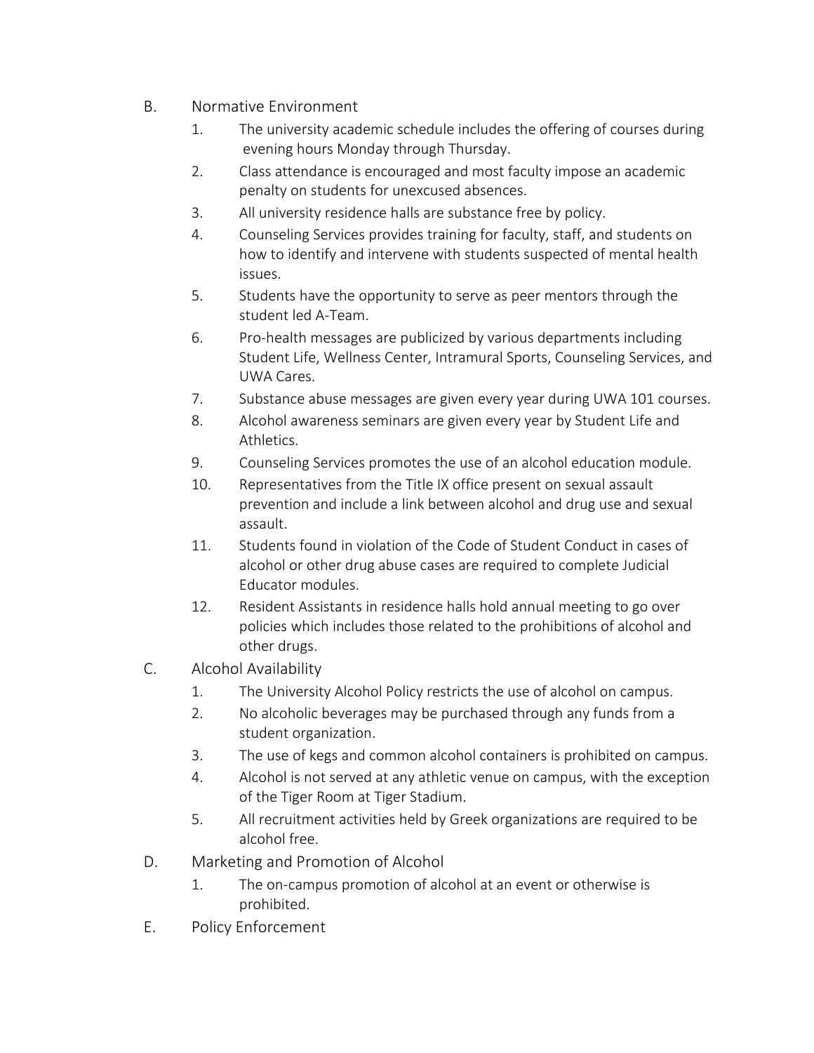B. Normative Environment

1. The university academic schedule includes the offering of courses during evening hours Monday through Thursday.
2. Class attendance is encouraged and most faculty impose an academic penalty on students for unexcused absences.
3. All university residence halls are substance free by policy.
4. Counseling Services provides training for faculty, staff, and students on how to identify and intervene with students suspected of mental health issues.
5. Students have the opportunity to serve as peer mentors through the student led A-Team.
6. Pro-health messages are publicized by various departments including Student Life, Wellness Center, Intramural Sports, Counseling Services, and UWA Cares.
7. Substance abuse messages are given every year during UWA 101 courses.
8. Alcohol awareness seminars are given every year by Student Life and Athletics.
9. Counseling Services promotes the use of an alcohol education module.
10. Representatives from the Title IX office present on sexual assault prevention and include a link between alcohol and drug use and sexual assault.
11. Students found in violation of the Code of Student Conduct in cases of alcohol or other drug abuse cases are required to complete Judicial Educator modules.
12. Resident Assistants in residence halls hold annual meeting to go over policies which includes those related to the prohibitions of alcohol and other drugs.

C. Alcohol Availability

1. The University Alcohol Policy restricts the use of alcohol on campus.
2. No alcoholic beverages may be purchased through any funds from a student organization.
3. The use of kegs and common alcohol containers is prohibited on campus.
4. Alcohol is not served at any athletic venue on campus, with the exception of the Tiger Room at Tiger Stadium.
5. All recruitment activities held by Greek organizations are required to be alcohol free.

D. Marketing and Promotion of Alcohol

1. The on-campus promotion of alcohol at an event or otherwise is prohibited.

E. Policy Enforcement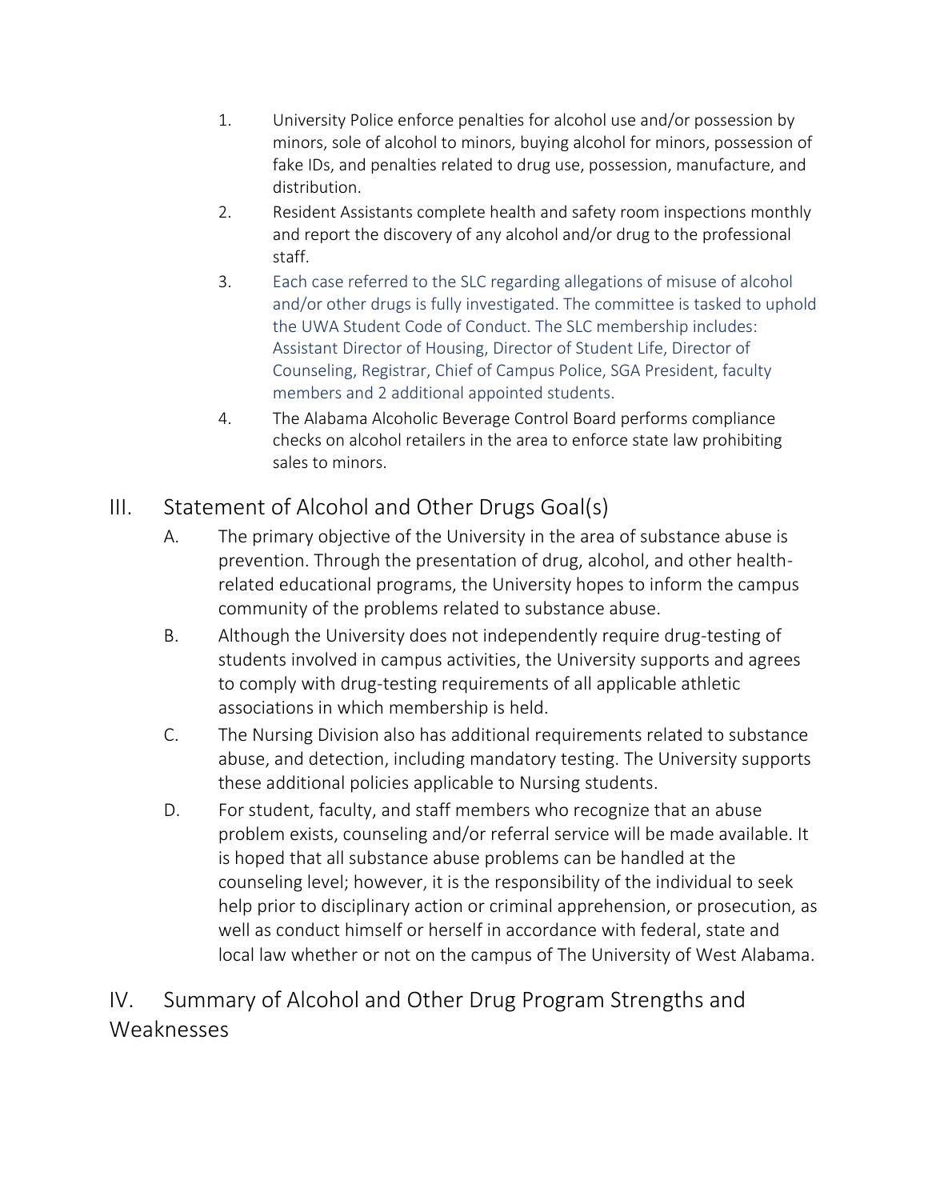1. University Police enforce penalties for alcohol use and/or possession by minors, sole of alcohol to minors, buying alcohol for minors, possession of fake IDs, and penalties related to drug use, possession, manufacture, and distribution.
2. Resident Assistants complete health and safety room inspections monthly and report the discovery of any alcohol and/or drug to the professional staff.
3. Each case referred to the SLC regarding allegations of misuse of alcohol and/or other drugs is fully investigated. The committee is tasked to uphold the UWA Student Code of Conduct. The SLC membership includes: Assistant Director of Housing, Director of Student Life, Director of Counseling, Registrar, Chief of Campus Police, SGA President, faculty members and 2 additional appointed students.
4. The Alabama Alcoholic Beverage Control Board performs compliance checks on alcohol retailers in the area to enforce state law prohibiting sales to minors.

## III. Statement of Alcohol and Other Drugs Goal(s)

A. The primary objective of the University in the area of substance abuse is prevention. Through the presentation of drug, alcohol, and other health-related educational programs, the University hopes to inform the campus community of the problems related to substance abuse.

B. Although the University does not independently require drug-testing of students involved in campus activities, the University supports and agrees to comply with drug-testing requirements of all applicable athletic associations in which membership is held.

C. The Nursing Division also has additional requirements related to substance abuse, and detection, including mandatory testing. The University supports these additional policies applicable to Nursing students.

D. For student, faculty, and staff members who recognize that an abuse problem exists, counseling and/or referral service will be made available. It is hoped that all substance abuse problems can be handled at the counseling level; however, it is the responsibility of the individual to seek help prior to disciplinary action or criminal apprehension, or prosecution, as well as conduct himself or herself in accordance with federal, state and local law whether or not on the campus of The University of West Alabama.

## IV. Summary of Alcohol and Other Drug Program Strengths and Weaknesses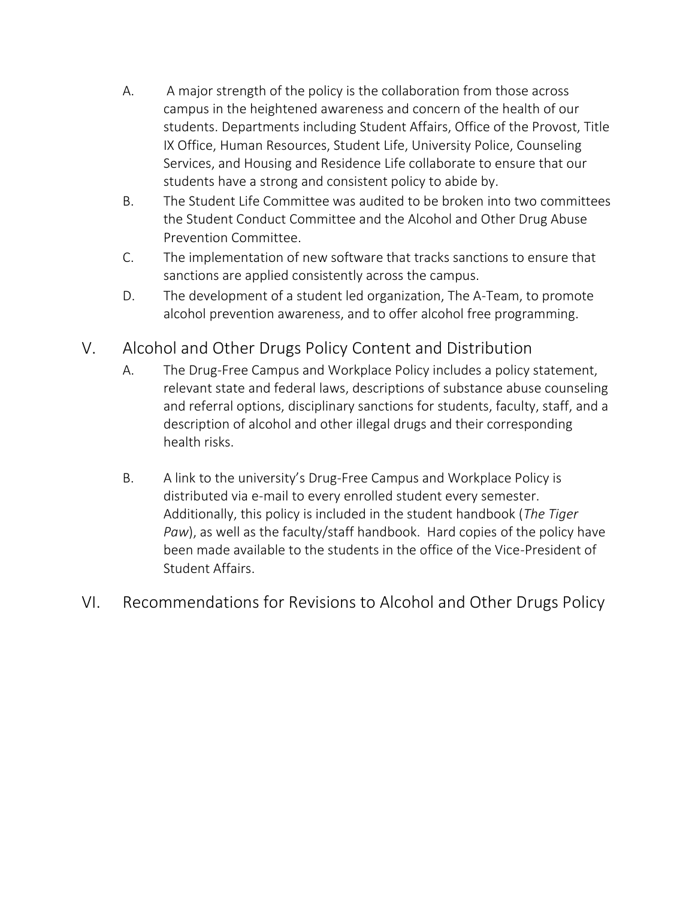A. A major strength of the policy is the collaboration from those across campus in the heightened awareness and concern of the health of our students. Departments including Student Affairs, Office of the Provost, Title IX Office, Human Resources, Student Life, University Police, Counseling Services, and Housing and Residence Life collaborate to ensure that our students have a strong and consistent policy to abide by.

B. The Student Life Committee was audited to be broken into two committees the Student Conduct Committee and the Alcohol and Other Drug Abuse Prevention Committee.

C. The implementation of new software that tracks sanctions to ensure that sanctions are applied consistently across the campus.

D. The development of a student led organization, The A-Team, to promote alcohol prevention awareness, and to offer alcohol free programming.

## V. Alcohol and Other Drugs Policy Content and Distribution

A. The Drug-Free Campus and Workplace Policy includes a policy statement, relevant state and federal laws, descriptions of substance abuse counseling and referral options, disciplinary sanctions for students, faculty, staff, and a description of alcohol and other illegal drugs and their corresponding health risks.

B. A link to the university's Drug-Free Campus and Workplace Policy is distributed via e-mail to every enrolled student every semester. Additionally, this policy is included in the student handbook (*The Tiger Paw*), as well as the faculty/staff handbook. Hard copies of the policy have been made available to the students in the office of the Vice-President of Student Affairs.

## VI. Recommendations for Revisions to Alcohol and Other Drugs Policy